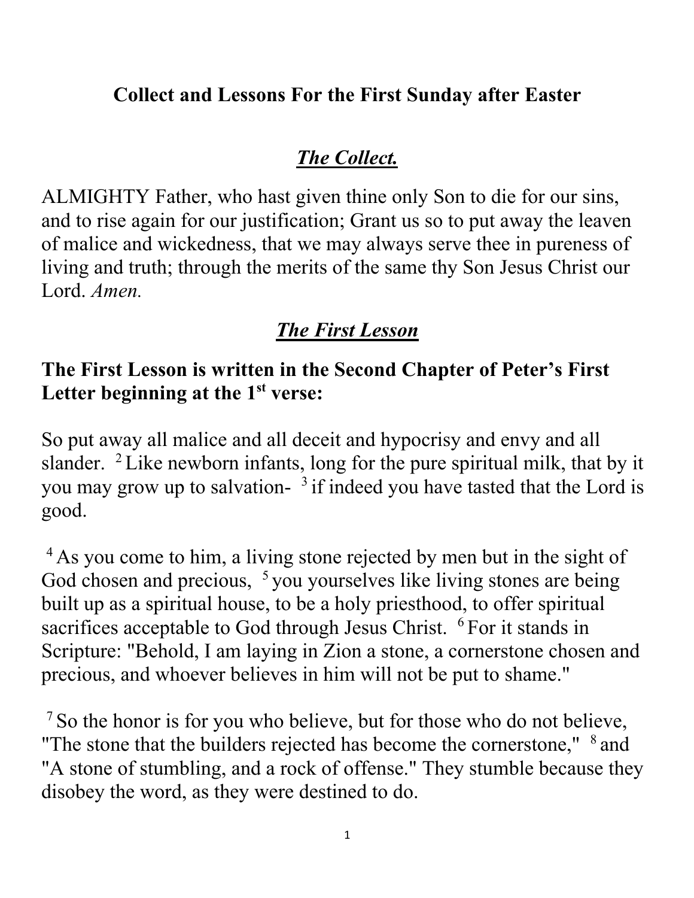# Collect and Lessons For the First Sunday after Easter

## *The Collect.*

ALMIGHTY Father, who hast given thine only Son to die for our sins, and to rise again for our justification; Grant us so to put away the leaven of malice and wickedness, that we may always serve thee in pureness of living and truth; through the merits of the same thy Son Jesus Christ our Lord. *Amen.*

## *The First Lesson*

**The First Lesson is written in the Second Chapter of Peter's First Letter beginning at the 1st verse:**

So put away all malice and all deceit and hypocrisy and envy and all slander. [2] Like newborn infants, long for the pure spiritual milk, that by it you may grow up to salvation- [3] if indeed you have tasted that the Lord is good.

[4] As you come to him, a living stone rejected by men but in the sight of God chosen and precious, [5] you yourselves like living stones are being built up as a spiritual house, to be a holy priesthood, to offer spiritual sacrifices acceptable to God through Jesus Christ. [6] For it stands in Scripture: "Behold, I am laying in Zion a stone, a cornerstone chosen and precious, and whoever believes in him will not be put to shame."

[7] So the honor is for you who believe, but for those who do not believe, "The stone that the builders rejected has become the cornerstone," [8] and "A stone of stumbling, and a rock of offense." They stumble because they disobey the word, as they were destined to do.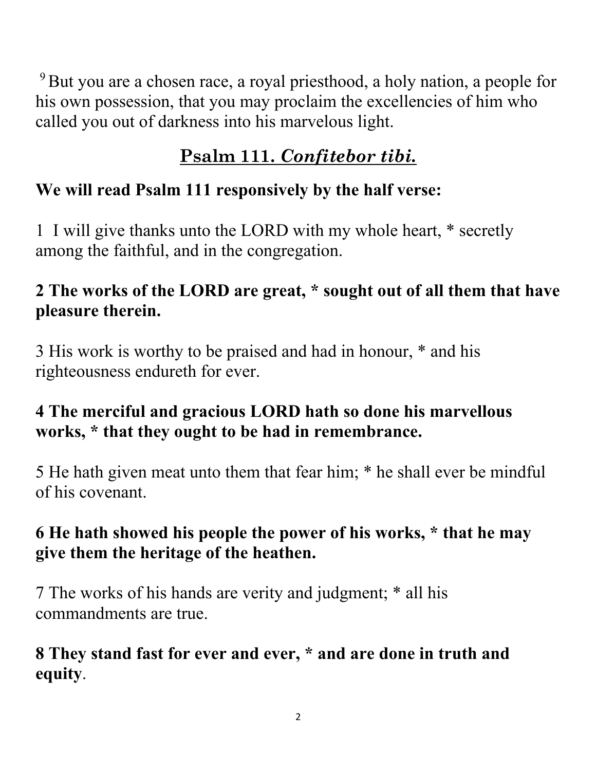[9] But you are a chosen race, a royal priesthood, a holy nation, a people for his own possession, that you may proclaim the excellencies of him who called you out of darkness into his marvelous light.

## Psalm 111. *Confitebor tibi.*

**We will read Psalm 111 responsively by the half verse:**

1 I will give thanks unto the LORD with my whole heart, * secretly among the faithful, and in the congregation.

**2 The works of the LORD are great, * sought out of all them that have pleasure therein.**

3 His work is worthy to be praised and had in honour, * and his righteousness endureth for ever.

**4 The merciful and gracious LORD hath so done his marvellous works, * that they ought to be had in remembrance.**

5 He hath given meat unto them that fear him; * he shall ever be mindful of his covenant.

**6 He hath showed his people the power of his works, * that he may give them the heritage of the heathen.**

7 The works of his hands are verity and judgment; * all his commandments are true.

**8 They stand fast for ever and ever, * and are done in truth and equity**.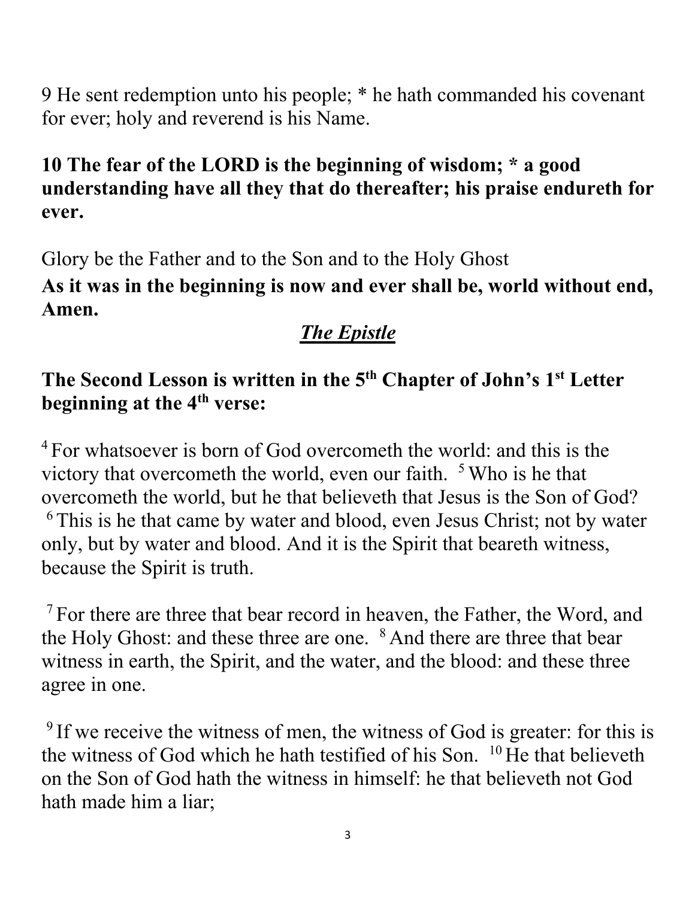9 He sent redemption unto his people; * he hath commanded his covenant for ever; holy and reverend is his Name.

**10 The fear of the LORD is the beginning of wisdom; * a good understanding have all they that do thereafter; his praise endureth for ever.**

Glory be the Father and to the Son and to the Holy Ghost

**As it was in the beginning is now and ever shall be, world without end, Amen.**

## ***The Epistle***

**The Second Lesson is written in the 5th Chapter of John's 1st Letter beginning at the 4th verse:**

4 For whatsoever is born of God overcometh the world: and this is the victory that overcometh the world, even our faith. 5 Who is he that overcometh the world, but he that believeth that Jesus is the Son of God? 6 This is he that came by water and blood, even Jesus Christ; not by water only, but by water and blood. And it is the Spirit that beareth witness, because the Spirit is truth.

7 For there are three that bear record in heaven, the Father, the Word, and the Holy Ghost: and these three are one. 8 And there are three that bear witness in earth, the Spirit, and the water, and the blood: and these three agree in one.

9 If we receive the witness of men, the witness of God is greater: for this is the witness of God which he hath testified of his Son. 10 He that believeth on the Son of God hath the witness in himself: he that believeth not God hath made him a liar;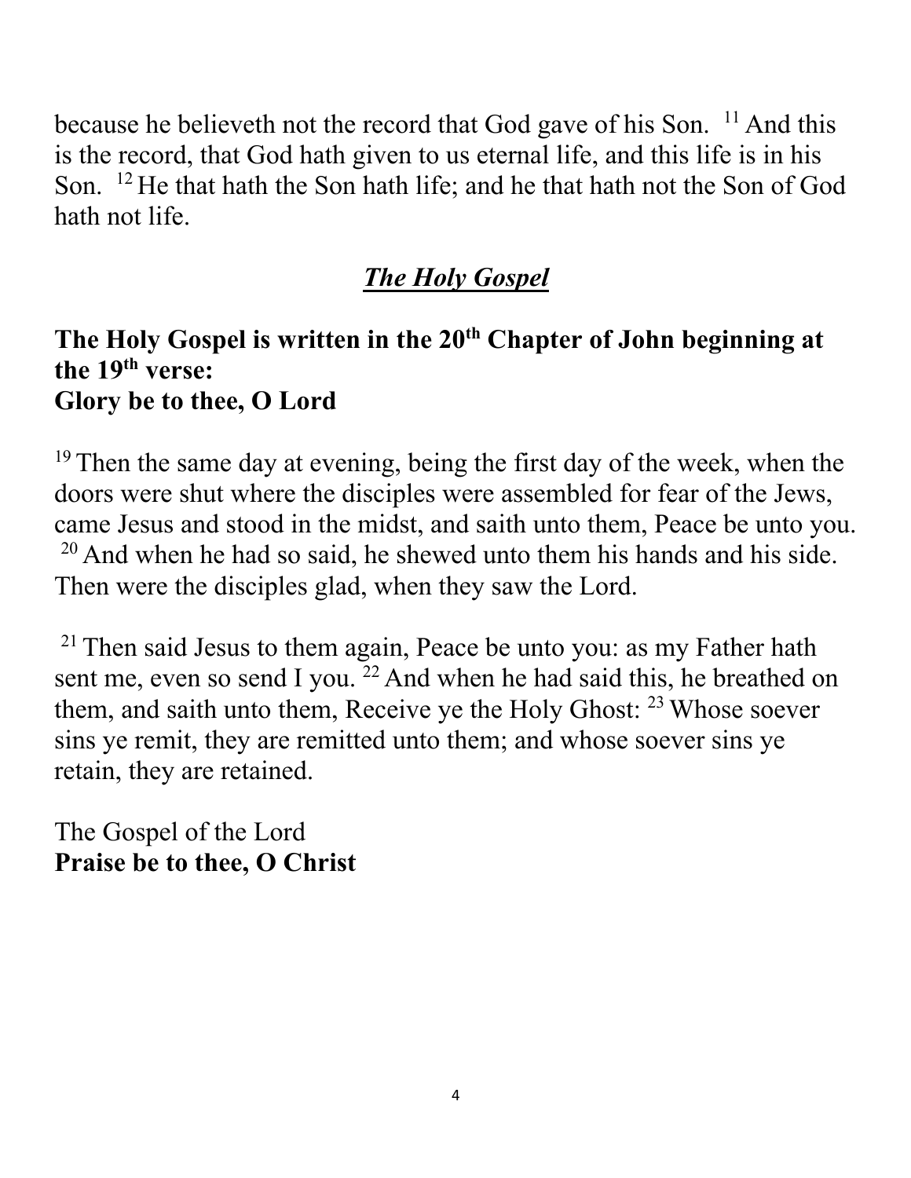because he believeth not the record that God gave of his Son. [11] And this is the record, that God hath given to us eternal life, and this life is in his Son. [12] He that hath the Son hath life; and he that hath not the Son of God hath not life.

## ***The Holy Gospel***

**The Holy Gospel is written in the 20th Chapter of John beginning at the 19th verse:**
**Glory be to thee, O Lord**

[19] Then the same day at evening, being the first day of the week, when the doors were shut where the disciples were assembled for fear of the Jews, came Jesus and stood in the midst, and saith unto them, Peace be unto you. [20] And when he had so said, he shewed unto them his hands and his side. Then were the disciples glad, when they saw the Lord.

[21] Then said Jesus to them again, Peace be unto you: as my Father hath sent me, even so send I you. [22] And when he had said this, he breathed on them, and saith unto them, Receive ye the Holy Ghost: [23] Whose soever sins ye remit, they are remitted unto them; and whose soever sins ye retain, they are retained.

The Gospel of the Lord
**Praise be to thee, O Christ**